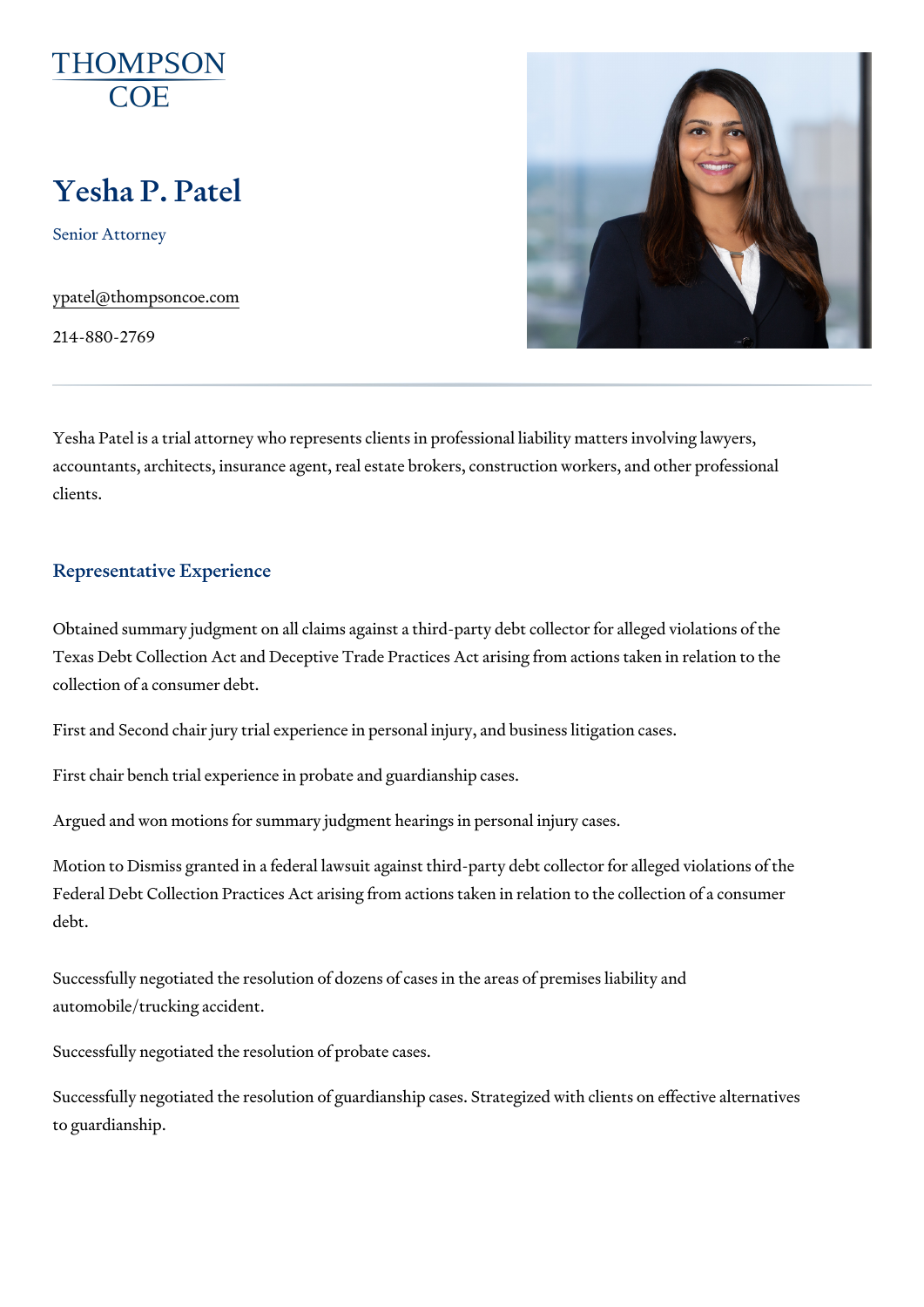THOMPSON COE

# Yesha P. Patel

Senior Attorney

ypatel@thompsoncoe.com

214-880-2769

Yesha Patel is a trial attorney who represents clients in professional liability matters involving lawyers, accountants, architects, insurance agent, real estate brokers, construction workers, and other professional clients.

## Representative Experience

Obtained summary judgment on all claims against a third-party debt collector for alleged violations of the Texas Debt Collection Act and Deceptive Trade Practices Act arising from actions taken in relation to the collection of a consumer debt.

First and Second chair jury trial experience in personal injury, and business litigation cases.

First chair bench trial experience in probate and guardianship cases.

Argued and won motions for summary judgment hearings in personal injury cases.

Motion to Dismiss granted in a federal lawsuit against third-party debt collector for alleged violations of the Federal Debt Collection Practices Act arising from actions taken in relation to the collection of a consumer debt.

Successfully negotiated the resolution of dozens of cases in the areas of premises liability and automobile/trucking accident.

Successfully negotiated the resolution of probate cases.

Successfully negotiated the resolution of guardianship cases. Strategized with clients on effective alternatives to guardianship.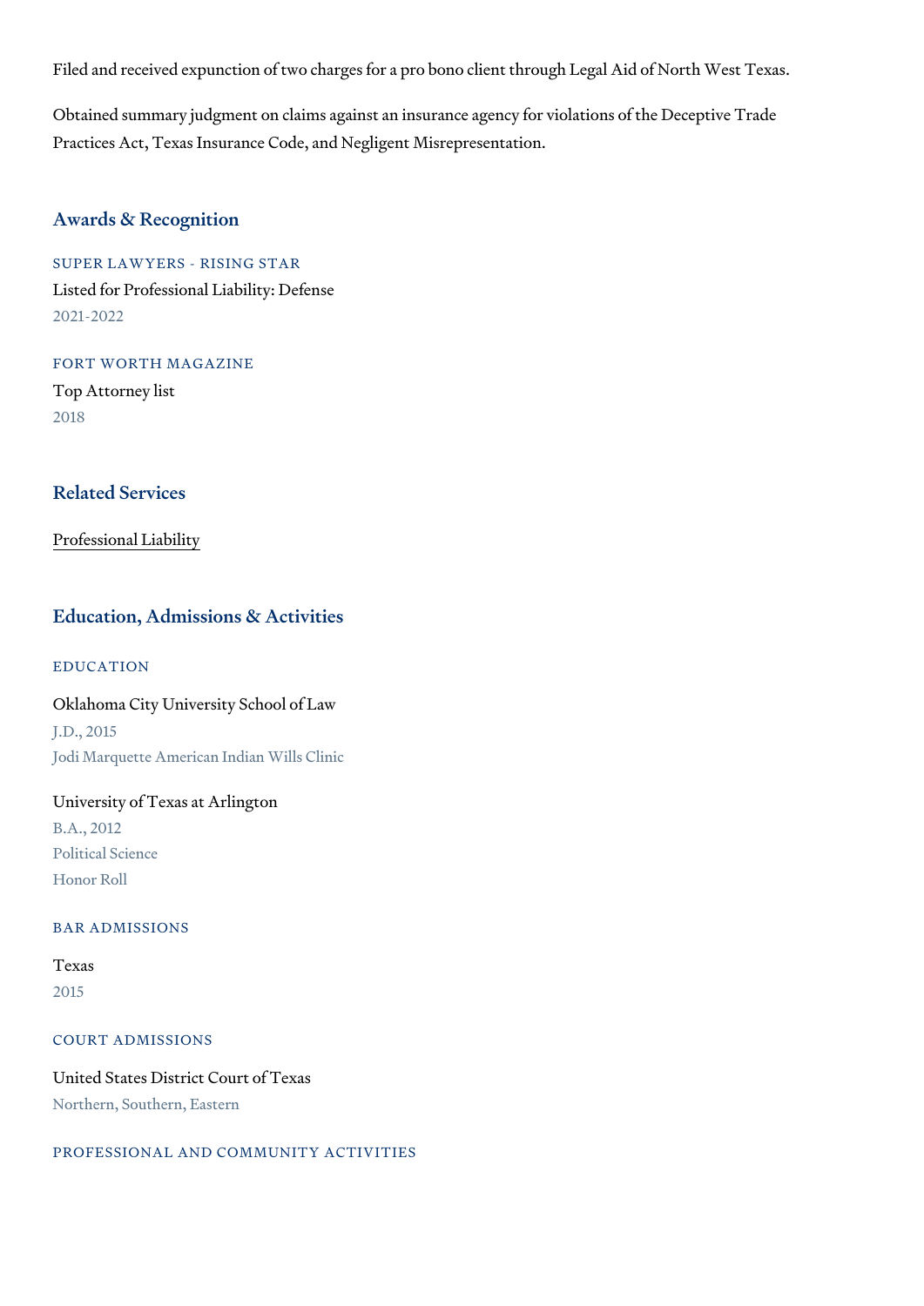Filed and received expunction of two charges for a pro bono client through Legal Aid of North West Texas.

Obtained summary judgment on claims against an insurance agency for violations of the Deceptive Trade Practices Act, Texas Insurance Code, and Negligent Misrepresentation.

## Awards & Recognition

### SUPER LAWYERS - RISING STAR

Listed for Professional Liability: Defense

2021-2022

### FORT WORTH MAGAZINE

Top Attorney list

2018

## Related Services

Professional Liability

## Education, Admissions & Activities

### EDUCATION

Oklahoma City University School of Law

J.D., 2015

Jodi Marquette American Indian Wills Clinic

University of Texas at Arlington

B.A., 2012

Political Science

Honor Roll

### BAR ADMISSIONS

Texas

2015

### COURT ADMISSIONS

United States District Court of Texas

Northern, Southern, Eastern

### PROFESSIONAL AND COMMUNITY ACTIVITIES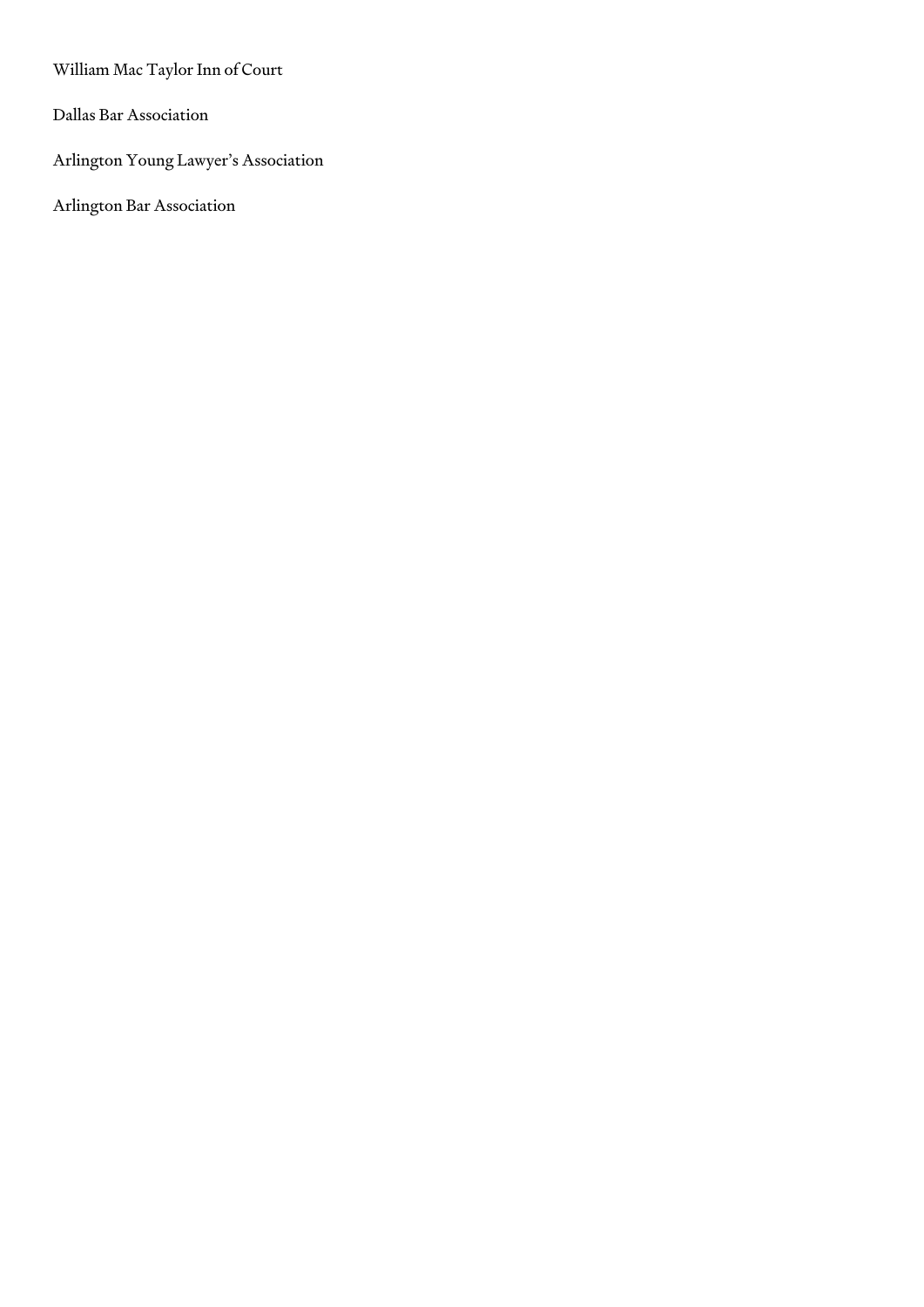William Mac Taylor Inn of Court

Dallas Bar Association

Arlington Young Lawyer's Association

Arlington Bar Association